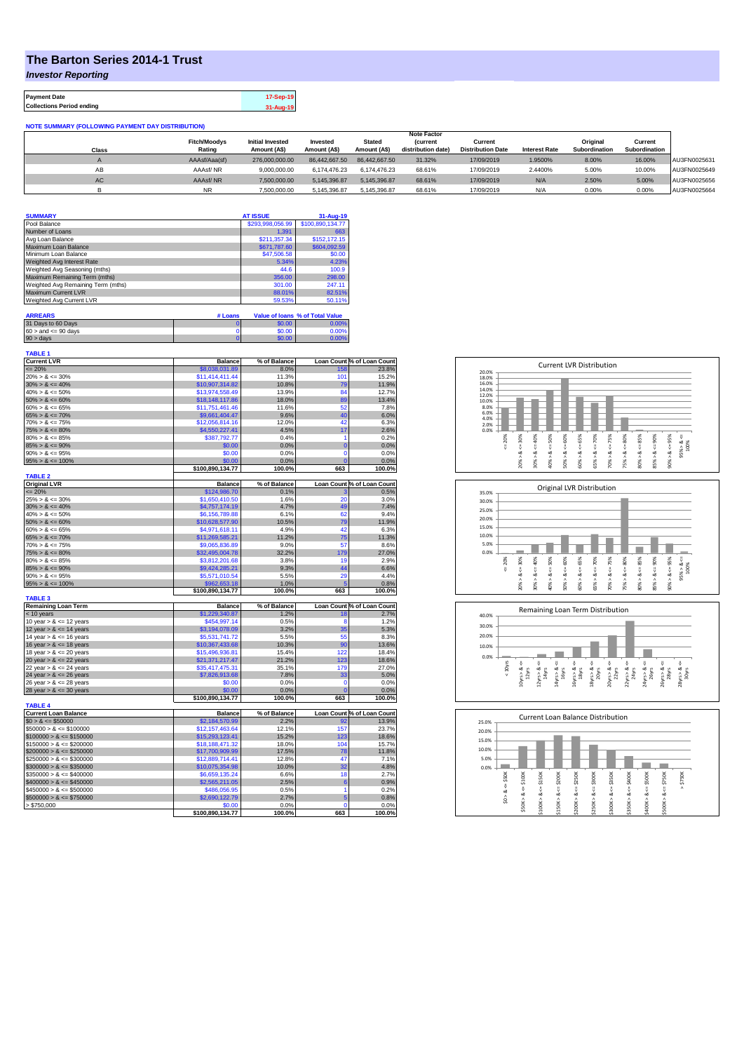# The Barton Series 2014-1 Trust

## *Investor Reporting*

| Payment Date | 17-Sep-19 |
|---|---|
| Collections Period ending | 31-Aug-19 |

**NOTE SUMMARY (FOLLOWING PAYMENT DAY DISTRIBUTION)**

| Class | Fitch/Moodys Rating | Initial Invested Amount (A$) | Invested Amount (A$) | Stated Amount (A$) | Note Factor (current distribution date) | Current Distribution Date | Interest Rate | Original Subordination | Current Subordination | |
|---|---|---|---|---|---|---|---|---|---|---|
| A | AAAsf/Aaa(sf) | 276,000,000.00 | 86,442,667.50 | 86,442,667.50 | 31.32% | 17/09/2019 | 1.9500% | 8.00% | 16.00% | AU3FN0025631 |
| AB | AAAsf/ NR | 9,000,000.00 | 6,174,476.23 | 6,174,476.23 | 68.61% | 17/09/2019 | 2.4400% | 5.00% | 10.00% | AU3FN0025649 |
| AC | AAAsf/ NR | 7,500,000.00 | 5,145,396.87 | 5,145,396.87 | 68.61% | 17/09/2019 | N/A | 2.50% | 5.00% | AU3FN0025656 |
| B | NR | 7,500,000.00 | 5,145,396.87 | 5,145,396.87 | 68.61% | 17/09/2019 | N/A | 0.00% | 0.00% | AU3FN0025664 |

| SUMMARY | AT ISSUE | 31-Aug-19 |
|---|---|---|
| Pool Balance | $293,998,056.99 | $100,890,134.77 |
| Number of Loans | 1,391 | 663 |
| Avg Loan Balance | $211,357.34 | $152,172.15 |
| Maximum Loan Balance | $671,787.60 | $604,092.59 |
| Minimum Loan Balance | $47,506.58 | $0.00 |
| Weighted Avg Interest Rate | 5.34% | 4.23% |
| Weighted Avg Seasoning (mths) | 44.6 | 100.9 |
| Maximum Remaining Term (mths) | 356.00 | 298.00 |
| Weighted Avg Remaining Term (mths) | 301.00 | 247.11 |
| Maximum Current LVR | 88.01% | 82.51% |
| Weighted Avg Current LVR | 59.53% | 50.11% |

| ARREARS | # Loans | Value of loans | % of Total Value |
|---|---|---|---|
| 31 Days to 60 Days | 0 | $0.00 | 0.00% |
| 60 > and <= 90 days | 0 | $0.00 | 0.00% |
| 90 > days | 0 | $0.00 | 0.00% |

**TABLE 1**

| Current LVR | Balance | % of Balance | Loan Count | % of Loan Count |
|---|---|---|---|---|
| <= 20% | $8,038,031.89 | 8.0% | 158 | 23.8% |
| 20% > & <= 30% | $11,414,411.44 | 11.3% | 101 | 15.2% |
| 30% > & <= 40% | $10,907,314.82 | 10.8% | 79 | 11.9% |
| 40% > & <= 50% | $13,974,558.49 | 13.9% | 84 | 12.7% |
| 50% > & <= 60% | $18,148,117.86 | 18.0% | 89 | 13.4% |
| 60% > & <= 65% | $11,751,461.46 | 11.6% | 52 | 7.8% |
| 65% > & <= 70% | $9,661,404.47 | 9.6% | 40 | 6.0% |
| 70% > & <= 75% | $12,056,814.16 | 12.0% | 42 | 6.3% |
| 75% > & <= 80% | $4,550,227.41 | 4.5% | 17 | 2.6% |
| 80% > & <= 85% | $387,792.77 | 0.4% | 1 | 0.2% |
| 85% > & <= 90% | $0.00 | 0.0% | 0 | 0.0% |
| 90% > & <= 95% | $0.00 | 0.0% | 0 | 0.0% |
| 95% > & <= 100% | $0.00 | 0.0% | 0 | 0.0% |
| | $100,890,134.77 | 100.0% | 663 | 100.0% |

**TABLE 2**

| Original LVR | Balance | % of Balance | Loan Count | % of Loan Count |
|---|---|---|---|---|
| <= 20% | $124,986.70 | 0.1% | 3 | 0.5% |
| 25% > & <= 30% | $1,650,410.50 | 1.6% | 20 | 3.0% |
| 30% > & <= 40% | $4,757,174.19 | 4.7% | 49 | 7.4% |
| 40% > & <= 50% | $6,156,789.88 | 6.1% | 62 | 9.4% |
| 50% > & <= 60% | $10,628,577.90 | 10.5% | 79 | 11.9% |
| 60% > & <= 65% | $4,971,618.11 | 4.9% | 42 | 6.3% |
| 65% > & <= 70% | $11,269,585.21 | 11.2% | 75 | 11.3% |
| 70% > & <= 75% | $9,065,836.89 | 9.0% | 57 | 8.6% |
| 75% > & <= 80% | $32,495,004.78 | 32.2% | 179 | 27.0% |
| 80% > & <= 85% | $3,812,201.68 | 3.8% | 19 | 2.9% |
| 85% > & <= 90% | $9,424,285.21 | 9.3% | 44 | 6.6% |
| 90% > & <= 95% | $5,571,010.54 | 5.5% | 29 | 4.4% |
| 95% > & <= 100% | $962,653.18 | 1.0% | 5 | 0.8% |
| | $100,890,134.77 | 100.0% | 663 | 100.0% |

**TABLE 3**

| Remaining Loan Term | Balance | % of Balance | Loan Count | % of Loan Count |
|---|---|---|---|---|
| < 10 years | $1,229,340.87 | 1.2% | 18 | 2.7% |
| 10 year > & <= 12 years | $454,997.14 | 0.5% | 8 | 1.2% |
| 12 year > & <= 14 years | $3,194,078.09 | 3.2% | 35 | 5.3% |
| 14 year > & <= 16 years | $5,531,741.72 | 5.5% | 55 | 8.3% |
| 16 year > & <= 18 years | $10,367,433.68 | 10.3% | 90 | 13.6% |
| 18 year > & <= 20 years | $15,496,936.81 | 15.4% | 122 | 18.4% |
| 20 year > & <= 22 years | $21,371,217.47 | 21.2% | 123 | 18.6% |
| 22 year > & <= 24 years | $35,417,475.31 | 35.1% | 179 | 27.0% |
| 24 year > & <= 26 years | $7,826,913.68 | 7.8% | 33 | 5.0% |
| 26 year > & <= 28 years | $0.00 | 0.0% | 0 | 0.0% |
| 28 year > & <= 30 years | $0.00 | 0.0% | 0 | 0.0% |
| | $100,890,134.77 | 100.0% | 663 | 100.0% |

**TABLE 4**

| Current Loan Balance | Balance | % of Balance | Loan Count | % of Loan Count |
|---|---|---|---|---|
| $0 > & <= $50000 | $2,184,570.99 | 2.2% | 92 | 13.9% |
| $50000 > & <= $100000 | $12,157,463.64 | 12.1% | 157 | 23.7% |
| $100000 > & <= $150000 | $15,293,123.41 | 15.2% | 123 | 18.6% |
| $150000 > & <= $200000 | $18,188,471.32 | 18.0% | 104 | 15.7% |
| $200000 > & <= $250000 | $17,700,909.99 | 17.5% | 78 | 11.8% |
| $250000 > & <= $300000 | $12,889,714.41 | 12.8% | 47 | 7.1% |
| $300000 > & <= $350000 | $10,075,354.98 | 10.0% | 32 | 4.8% |
| $350000 > & <= $400000 | $6,659,135.24 | 6.6% | 18 | 2.7% |
| $400000 > & <= $450000 | $2,565,211.05 | 2.5% | 6 | 0.9% |
| $450000 > & <= $500000 | $486,056.95 | 0.5% | 1 | 0.2% |
| $500000 > & <= $750000 | $2,690,122.79 | 2.7% | 5 | 0.8% |
| > $750,000 | $0.00 | 0.0% | 0 | 0.0% |
| | $100,890,134.77 | 100.0% | 663 | 100.0% |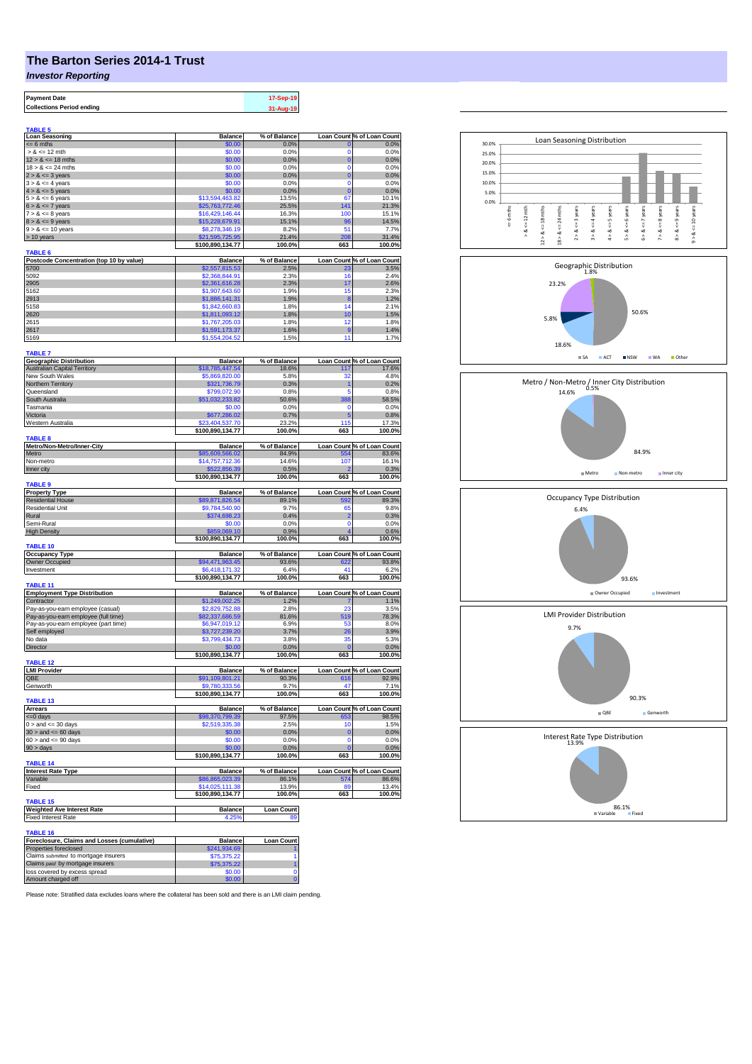# The Barton Series 2014-1 Trust

## *Investor Reporting*

| | |
|---|---|
| **Payment Date** | 17-Sep-19 |
| **Collections Period ending** | 31-Aug-19 |

**TABLE 5**

| Loan Seasoning | Balance | % of Balance | Loan Count | % of Loan Count |
|---|---|---|---|---|
| <= 6 mths | $0.00 | 0.0% | 0 | 0.0% |
| > & <= 12 mth | $0.00 | 0.0% | 0 | 0.0% |
| 12 > & <= 18 mths | $0.00 | 0.0% | 0 | 0.0% |
| 18 > & <= 24 mths | $0.00 | 0.0% | 0 | 0.0% |
| 2 > & <= 3 years | $0.00 | 0.0% | 0 | 0.0% |
| 3 > & <= 4 years | $0.00 | 0.0% | 0 | 0.0% |
| 4 > & <= 5 years | $0.00 | 0.0% | 0 | 0.0% |
| 5 > & <= 6 years | $13,594,463.82 | 13.5% | 67 | 10.1% |
| 6 > & <= 7 years | $25,763,772.46 | 25.5% | 141 | 21.3% |
| 7 > & <= 8 years | $16,429,146.44 | 16.3% | 100 | 15.1% |
| 8 > & <= 9 years | $15,228,679.91 | 15.1% | 96 | 14.5% |
| 9 > & <= 10 years | $8,278,346.19 | 8.2% | 51 | 7.7% |
| > 10 years | $21,595,725.95 | 21.4% | 208 | 31.4% |
| | $100,890,134.77 | 100.0% | 663 | 100.0% |

**TABLE 6**

| Postcode Concentration (top 10 by value) | Balance | % of Balance | Loan Count | % of Loan Count |
|---|---|---|---|---|
| 5700 | $2,557,815.53 | 2.5% | 23 | 3.5% |
| 5092 | $2,368,844.91 | 2.3% | 16 | 2.4% |
| 2905 | $2,361,616.28 | 2.3% | 17 | 2.6% |
| 5162 | $1,907,643.60 | 1.9% | 15 | 2.3% |
| 2913 | $1,886,141.31 | 1.9% | 8 | 1.2% |
| 5158 | $1,842,660.83 | 1.8% | 14 | 2.1% |
| 2620 | $1,811,093.12 | 1.8% | 10 | 1.5% |
| 2615 | $1,767,205.03 | 1.8% | 12 | 1.8% |
| 2617 | $1,591,173.37 | 1.6% | 9 | 1.4% |
| 5169 | $1,554,204.52 | 1.5% | 11 | 1.7% |

**TABLE 7**

| Geographic Distribution | Balance | % of Balance | Loan Count | % of Loan Count |
|---|---|---|---|---|
| Australian Capital Territory | $18,785,447.54 | 18.6% | 117 | 17.6% |
| New South Wales | $5,869,820.00 | 5.8% | 32 | 4.8% |
| Northern Territory | $321,736.79 | 0.3% | 1 | 0.2% |
| Queensland | $799,072.90 | 0.8% | 5 | 0.8% |
| South Australia | $51,032,233.82 | 50.6% | 388 | 58.5% |
| Tasmania | $0.00 | 0.0% | 0 | 0.0% |
| Victoria | $677,286.02 | 0.7% | 5 | 0.8% |
| Western Australia | $23,404,537.70 | 23.2% | 115 | 17.3% |
| | $100,890,134.77 | 100.0% | 663 | 100.0% |

**TABLE 8**

| Metro/Non-Metro/Inner-City | Balance | % of Balance | Loan Count | % of Loan Count |
|---|---|---|---|---|
| Metro | $85,609,566.02 | 84.9% | 554 | 83.6% |
| Non-metro | $14,757,712.36 | 14.6% | 107 | 16.1% |
| Inner city | $522,856.39 | 0.5% | 2 | 0.3% |
| | $100,890,134.77 | 100.0% | 663 | 100.0% |

**TABLE 9**

| Property Type | Balance | % of Balance | Loan Count | % of Loan Count |
|---|---|---|---|---|
| Residential House | $89,871,826.54 | 89.1% | 592 | 89.3% |
| Residential Unit | $9,784,540.90 | 9.7% | 65 | 9.8% |
| Rural | $374,698.23 | 0.4% | 2 | 0.3% |
| Semi-Rural | $0.00 | 0.0% | 0 | 0.0% |
| High Density | $859,069.10 | 0.9% | 4 | 0.6% |
| | $100,890,134.77 | 100.0% | 663 | 100.0% |

**TABLE 10**

| Occupancy Type | Balance | % of Balance | Loan Count | % of Loan Count |
|---|---|---|---|---|
| Owner Occupied | $94,471,963.45 | 93.6% | 622 | 93.8% |
| Investment | $6,418,171.32 | 6.4% | 41 | 6.2% |
| | $100,890,134.77 | 100.0% | 663 | 100.0% |

**TABLE 11**

| Employment Type Distribution | Balance | % of Balance | Loan Count | % of Loan Count |
|---|---|---|---|---|
| Contractor | $1,249,002.25 | 1.2% | 7 | 1.1% |
| Pay-as-you-earn employee (casual) | $2,829,752.88 | 2.8% | 23 | 3.5% |
| Pay-as-you-earn employee (full time) | $82,337,686.59 | 81.6% | 519 | 78.3% |
| Pay-as-you-earn employee (part time) | $6,947,019.12 | 6.9% | 53 | 8.0% |
| Self employed | $3,727,239.20 | 3.7% | 26 | 3.9% |
| No data | $3,799,434.73 | 3.8% | 35 | 5.3% |
| Director | $0.00 | 0.0% | 0 | 0.0% |
| | $100,890,134.77 | 100.0% | 663 | 100.0% |

**TABLE 12**

| LMI Provider | Balance | % of Balance | Loan Count | % of Loan Count |
|---|---|---|---|---|
| QBE | $91,109,801.21 | 90.3% | 616 | 92.9% |
| Genworth | $9,780,333.56 | 9.7% | 47 | 7.1% |
| | $100,890,134.77 | 100.0% | 663 | 100.0% |

**TABLE 13**

| Arrears | Balance | % of Balance | Loan Count | % of Loan Count |
|---|---|---|---|---|
| <=0 days | $98,370,799.39 | 97.5% | 653 | 98.5% |
| 0 > and <= 30 days | $2,519,335.38 | 2.5% | 10 | 1.5% |
| 30 > and <= 60 days | $0.00 | 0.0% | 0 | 0.0% |
| 60 > and <= 90 days | $0.00 | 0.0% | 0 | 0.0% |
| 90 > days | $0.00 | 0.0% | 0 | 0.0% |
| | $100,890,134.77 | 100.0% | 663 | 100.0% |

**TABLE 14**

| Interest Rate Type | Balance | % of Balance | Loan Count | % of Loan Count |
|---|---|---|---|---|
| Variable | $86,865,023.39 | 86.1% | 574 | 86.6% |
| Fixed | $14,025,111.38 | 13.9% | 89 | 13.4% |
| | $100,890,134.77 | 100.0% | 663 | 100.0% |

**TABLE 15**

| Weighted Ave Interest Rate | Balance | Loan Count |
|---|---|---|
| Fixed Interest Rate | 4.25% | 89 |

**TABLE 16**

| Foreclosure, Claims and Losses (cumulative) | Balance | Loan Count |
|---|---|---|
| Properties foreclosed | $241,934.69 | 1 |
| Claims *submitted* to mortgage insurers | $75,375.22 | 1 |
| Claims *paid* by mortgage insurers | $75,375.22 | 1 |
| loss covered by excess spread | $0.00 | 0 |
| Amount charged off | $0.00 | 0 |

Please note: Stratified data excludes loans where the collateral has been sold and there is an LMI claim pending.

Loan Seasoning Distribution
30.0%
25.0%
20.0%
15.0%
10.0%
5.0%
0.0%
<= 6 mths
> & <= 12 mth
12 > & <= 18 mths
18 > & <= 24 mths
2 > & <= 3 years
3 > & <= 4 years
4 > & <= 5 years
5 > & <= 6 years
6 > & <= 7 years
7 > & <= 8 years
8 > & <= 9 years
9 > & <= 10 years

Geographic Distribution
1.8%
23.2%
5.8%
18.6%
50.6%
SA ACT NSW WA Other

Metro / Non-Metro / Inner City Distribution
0.5%
14.6%
84.9%
Metro Non-metro Inner city

Occupancy Type Distribution
6.4%
93.6%
Owner Occupied Investment

LMI Provider Distribution
9.7%
90.3%
QBE Genworth

Interest Rate Type Distribution
13.9%
86.1%
Variable Fixed